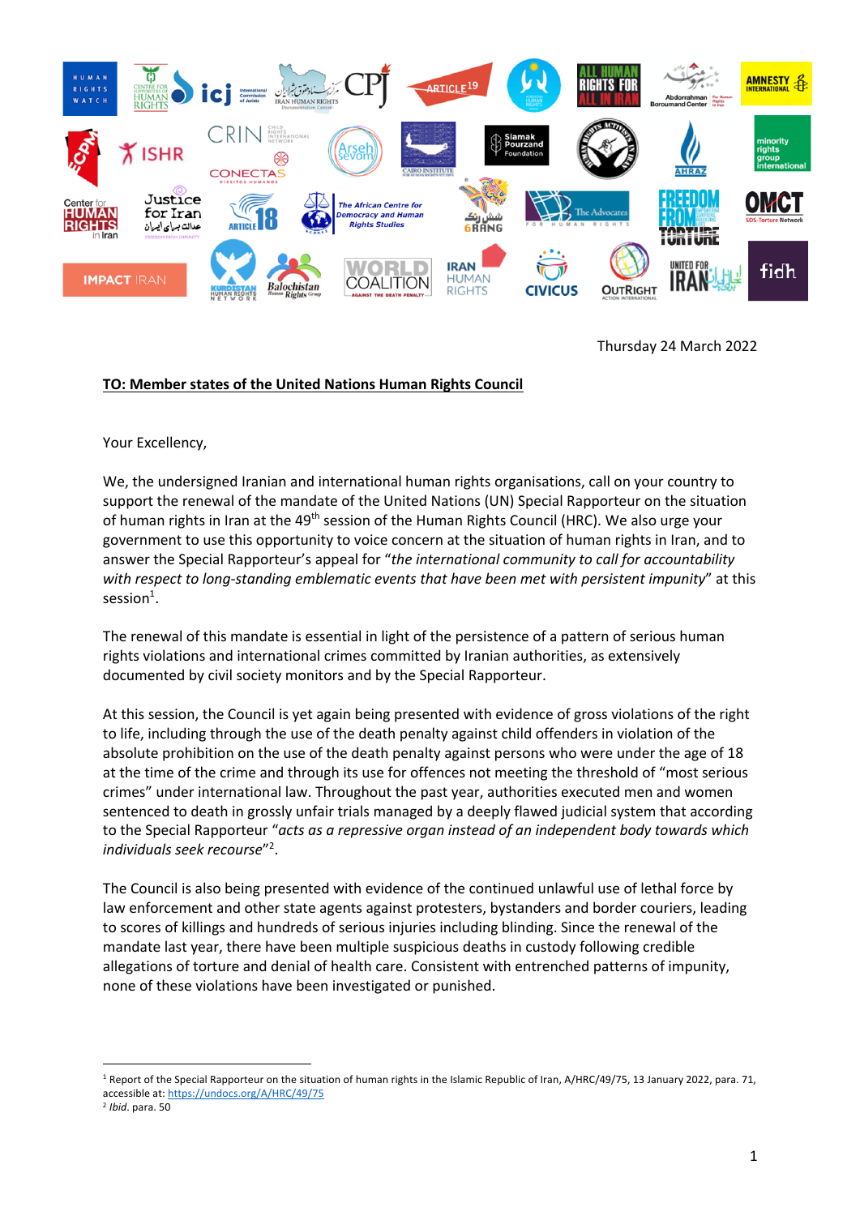Thursday 24 March 2022

**TO: Member states of the United Nations Human Rights Council**

Your Excellency,

We, the undersigned Iranian and international human rights organisations, call on your country to support the renewal of the mandate of the United Nations (UN) Special Rapporteur on the situation of human rights in Iran at the 49th session of the Human Rights Council (HRC). We also urge your government to use this opportunity to voice concern at the situation of human rights in Iran, and to answer the Special Rapporteur's appeal for "*the international community to call for accountability with respect to long-standing emblematic events that have been met with persistent impunity*" at this session[1].

The renewal of this mandate is essential in light of the persistence of a pattern of serious human rights violations and international crimes committed by Iranian authorities, as extensively documented by civil society monitors and by the Special Rapporteur.

At this session, the Council is yet again being presented with evidence of gross violations of the right to life, including through the use of the death penalty against child offenders in violation of the absolute prohibition on the use of the death penalty against persons who were under the age of 18 at the time of the crime and through its use for offences not meeting the threshold of "most serious crimes" under international law. Throughout the past year, authorities executed men and women sentenced to death in grossly unfair trials managed by a deeply flawed judicial system that according to the Special Rapporteur "*acts as a repressive organ instead of an independent body towards which individuals seek recourse*"[2].

The Council is also being presented with evidence of the continued unlawful use of lethal force by law enforcement and other state agents against protesters, bystanders and border couriers, leading to scores of killings and hundreds of serious injuries including blinding. Since the renewal of the mandate last year, there have been multiple suspicious deaths in custody following credible allegations of torture and denial of health care. Consistent with entrenched patterns of impunity, none of these violations have been investigated or punished.

---

[1] Report of the Special Rapporteur on the situation of human rights in the Islamic Republic of Iran, A/HRC/49/75, 13 January 2022, para. 71, accessible at: https://undocs.org/A/HRC/49/75

[2] *Ibid*. para. 50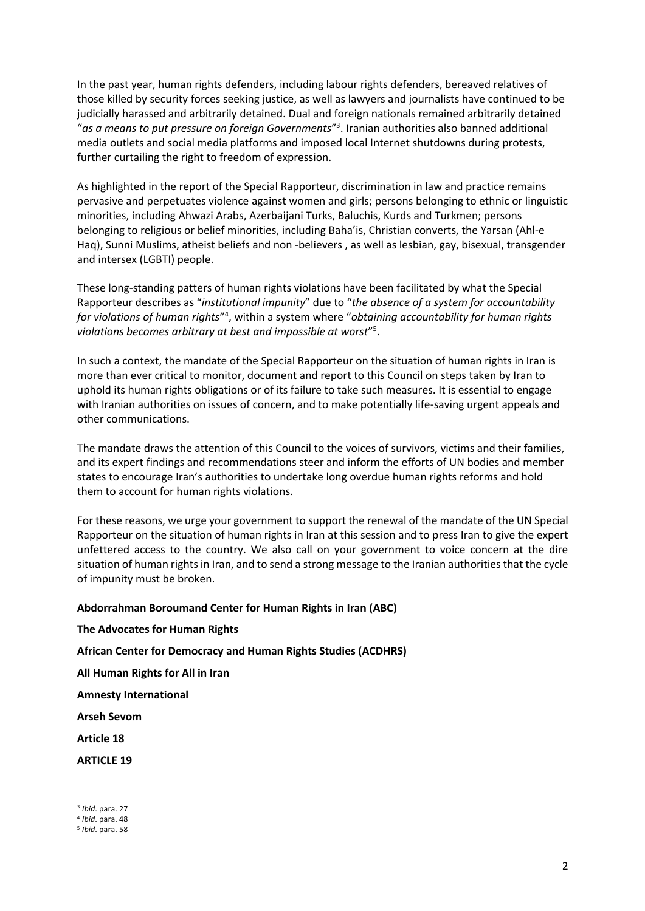In the past year, human rights defenders, including labour rights defenders, bereaved relatives of those killed by security forces seeking justice, as well as lawyers and journalists have continued to be judicially harassed and arbitrarily detained. Dual and foreign nationals remained arbitrarily detained "*as a means to put pressure on foreign Governments*"[3]. Iranian authorities also banned additional media outlets and social media platforms and imposed local Internet shutdowns during protests, further curtailing the right to freedom of expression.

As highlighted in the report of the Special Rapporteur, discrimination in law and practice remains pervasive and perpetuates violence against women and girls; persons belonging to ethnic or linguistic minorities, including Ahwazi Arabs, Azerbaijani Turks, Baluchis, Kurds and Turkmen; persons belonging to religious or belief minorities, including Baha'is, Christian converts, the Yarsan (Ahl-e Haq), Sunni Muslims, atheist beliefs and non -believers , as well as lesbian, gay, bisexual, transgender and intersex (LGBTI) people.

These long-standing patters of human rights violations have been facilitated by what the Special Rapporteur describes as "*institutional impunity*" due to "*the absence of a system for accountability for violations of human rights*"[4], within a system where "*obtaining accountability for human rights violations becomes arbitrary at best and impossible at worst*"[5].

In such a context, the mandate of the Special Rapporteur on the situation of human rights in Iran is more than ever critical to monitor, document and report to this Council on steps taken by Iran to uphold its human rights obligations or of its failure to take such measures. It is essential to engage with Iranian authorities on issues of concern, and to make potentially life-saving urgent appeals and other communications.

The mandate draws the attention of this Council to the voices of survivors, victims and their families, and its expert findings and recommendations steer and inform the efforts of UN bodies and member states to encourage Iran's authorities to undertake long overdue human rights reforms and hold them to account for human rights violations.

For these reasons, we urge your government to support the renewal of the mandate of the UN Special Rapporteur on the situation of human rights in Iran at this session and to press Iran to give the expert unfettered access to the country. We also call on your government to voice concern at the dire situation of human rights in Iran, and to send a strong message to the Iranian authorities that the cycle of impunity must be broken.

**Abdorrahman Boroumand Center for Human Rights in Iran (ABC)**

**The Advocates for Human Rights**

**African Center for Democracy and Human Rights Studies (ACDHRS)**

**All Human Rights for All in Iran**

**Amnesty International**

**Arseh Sevom**

**Article 18**

**ARTICLE 19**

---

[3] *Ibid*. para. 27

[4] *Ibid*. para. 48

[5] *Ibid*. para. 58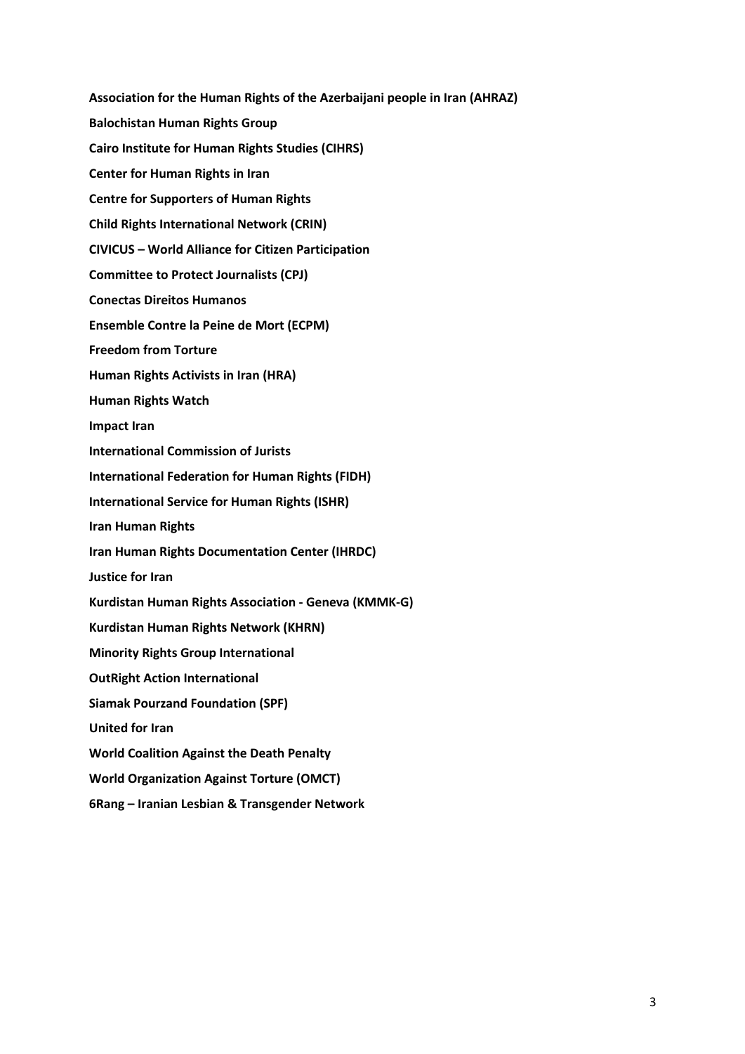**Association for the Human Rights of the Azerbaijani people in Iran (AHRAZ)**

**Balochistan Human Rights Group**

**Cairo Institute for Human Rights Studies (CIHRS)**

**Center for Human Rights in Iran**

**Centre for Supporters of Human Rights**

**Child Rights International Network (CRIN)**

**CIVICUS – World Alliance for Citizen Participation**

**Committee to Protect Journalists (CPJ)**

**Conectas Direitos Humanos**

**Ensemble Contre la Peine de Mort (ECPM)**

**Freedom from Torture**

**Human Rights Activists in Iran (HRA)**

**Human Rights Watch**

**Impact Iran**

**International Commission of Jurists**

**International Federation for Human Rights (FIDH)**

**International Service for Human Rights (ISHR)**

**Iran Human Rights**

**Iran Human Rights Documentation Center (IHRDC)**

**Justice for Iran**

**Kurdistan Human Rights Association - Geneva (KMMK-G)**

**Kurdistan Human Rights Network (KHRN)**

**Minority Rights Group International**

**OutRight Action International**

**Siamak Pourzand Foundation (SPF)**

**United for Iran**

**World Coalition Against the Death Penalty**

**World Organization Against Torture (OMCT)**

**6Rang – Iranian Lesbian & Transgender Network**